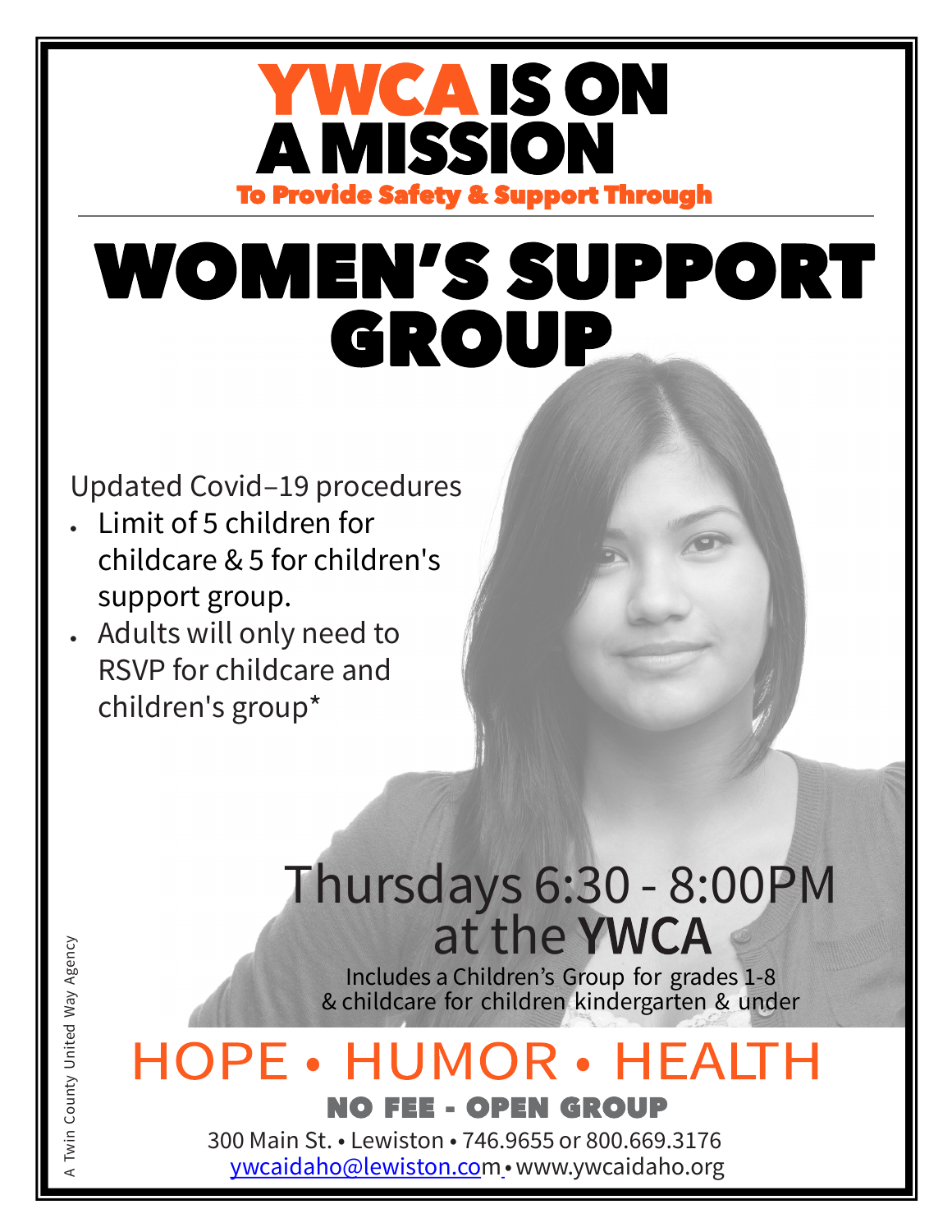# YWCA IS ON A MISSION

**To Provide Safety & Support Through**

# WOMEN'S SUPPORT GROUP

Updated Covid–19 procedures

- Limit of 5 children for childcare & 5 for children's support group.
- Adults will only need to RSVP for childcare and children's group*

## Thursdays 6:30 - 8:00PM at the **YWCA**

Includes a Children's Group for grades 1-8 & childcare for children kindergarten & under

## HOPE • HUMOR • HEALTH

**NO FEE - OPEN GROUP**

300 Main St. • Lewiston • 746.9655 or 800.669.3176

ywcaidaho@lewiston.com • www.ywcaidaho.org

A Twin County United Way Agency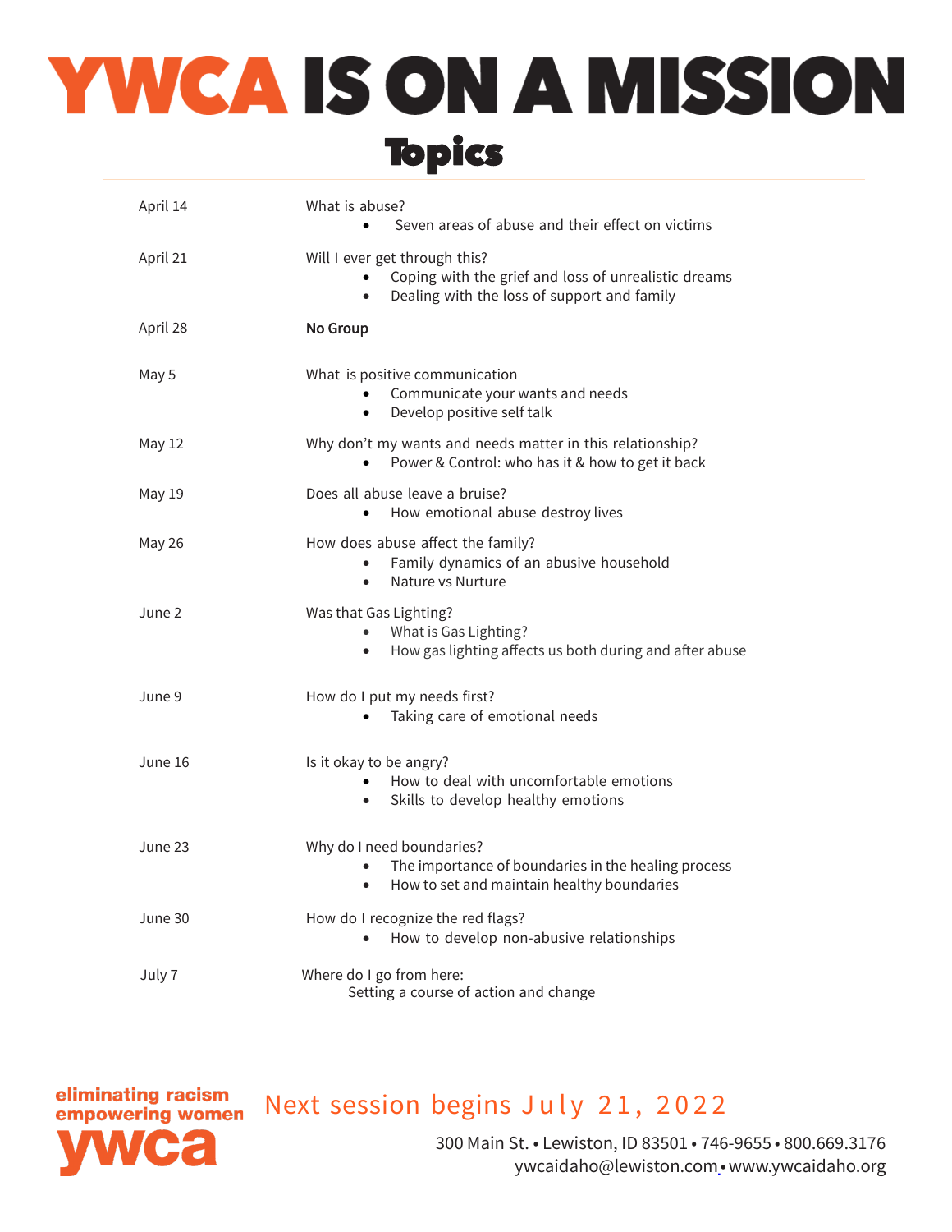# YWCA IS ON A MISSION

## Topics

| | |
|---|---|
| April 14 | What is abuse?<br>• Seven areas of abuse and their effect on victims |
| April 21 | Will I ever get through this?<br>• Coping with the grief and loss of unrealistic dreams<br>• Dealing with the loss of support and family |
| April 28 | **No Group** |
| May 5 | What is positive communication<br>• Communicate your wants and needs<br>• Develop positive self talk |
| May 12 | Why don't my wants and needs matter in this relationship?<br>• Power & Control: who has it & how to get it back |
| May 19 | Does all abuse leave a bruise?<br>• How emotional abuse destroy lives |
| May 26 | How does abuse affect the family?<br>• Family dynamics of an abusive household<br>• Nature vs Nurture |
| June 2 | Was that Gas Lighting?<br>• What is Gas Lighting?<br>• How gas lighting affects us both during and after abuse |
| June 9 | How do I put my needs first?<br>• Taking care of emotional needs |
| June 16 | Is it okay to be angry?<br>• How to deal with uncomfortable emotions<br>• Skills to develop healthy emotions |
| June 23 | Why do I need boundaries?<br>• The importance of boundaries in the healing process<br>• How to set and maintain healthy boundaries |
| June 30 | How do I recognize the red flags?<br>• How to develop non-abusive relationships |
| July 7 | Where do I go from here:<br>Setting a course of action and change |

eliminating racism
empowering women
ywca

Next session begins July 21, 2022

300 Main St. • Lewiston, ID 83501 • 746-9655 • 800.669.3176
ywcaidaho@lewiston.com • www.ywcaidaho.org